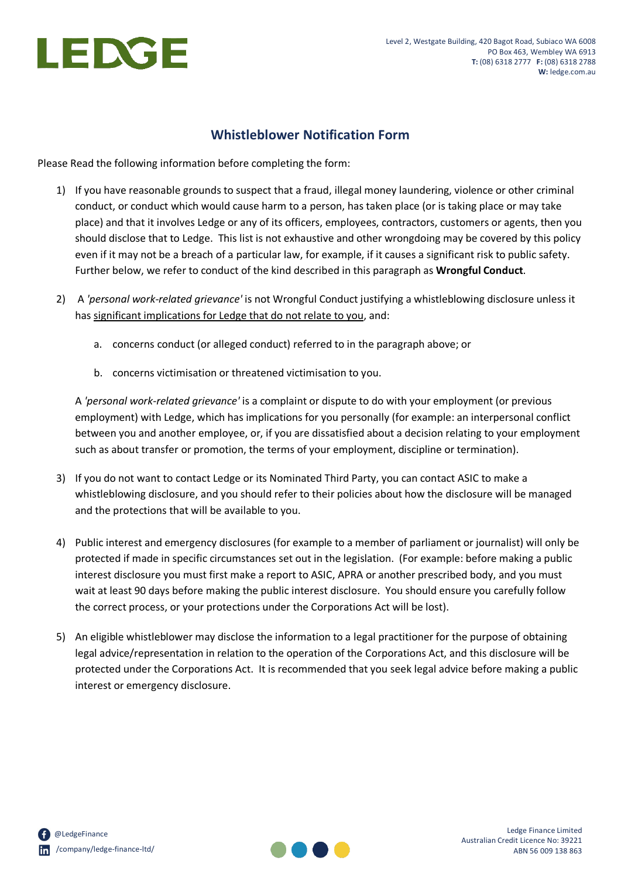LEDGE

Level 2, Westgate Building, 420 Bagot Road, Subiaco WA 6008
PO Box 463, Wembley WA 6913
**T:** (08) 6318 2777 **F:** (08) 6318 2788
**W:** ledge.com.au

## Whistleblower Notification Form

Please Read the following information before completing the form:

1) If you have reasonable grounds to suspect that a fraud, illegal money laundering, violence or other criminal conduct, or conduct which would cause harm to a person, has taken place (or is taking place or may take place) and that it involves Ledge or any of its officers, employees, contractors, customers or agents, then you should disclose that to Ledge. This list is not exhaustive and other wrongdoing may be covered by this policy even if it may not be a breach of a particular law, for example, if it causes a significant risk to public safety. Further below, we refer to conduct of the kind described in this paragraph as **Wrongful Conduct**.

2) A *'personal work-related grievance'* is not Wrongful Conduct justifying a whistleblowing disclosure unless it has <u>significant implications for Ledge that do not relate to you</u>, and:

   a. concerns conduct (or alleged conduct) referred to in the paragraph above; or

   b. concerns victimisation or threatened victimisation to you.

   A *'personal work-related grievance'* is a complaint or dispute to do with your employment (or previous employment) with Ledge, which has implications for you personally (for example: an interpersonal conflict between you and another employee, or, if you are dissatisfied about a decision relating to your employment such as about transfer or promotion, the terms of your employment, discipline or termination).

3) If you do not want to contact Ledge or its Nominated Third Party, you can contact ASIC to make a whistleblowing disclosure, and you should refer to their policies about how the disclosure will be managed and the protections that will be available to you.

4) Public interest and emergency disclosures (for example to a member of parliament or journalist) will only be protected if made in specific circumstances set out in the legislation. (For example: before making a public interest disclosure you must first make a report to ASIC, APRA or another prescribed body, and you must wait at least 90 days before making the public interest disclosure. You should ensure you carefully follow the correct process, or your protections under the Corporations Act will be lost).

5) An eligible whistleblower may disclose the information to a legal practitioner for the purpose of obtaining legal advice/representation in relation to the operation of the Corporations Act, and this disclosure will be protected under the Corporations Act. It is recommended that you seek legal advice before making a public interest or emergency disclosure.

@LedgeFinance
/company/ledge-finance-ltd/

Ledge Finance Limited
Australian Credit Licence No: 39221
ABN 56 009 138 863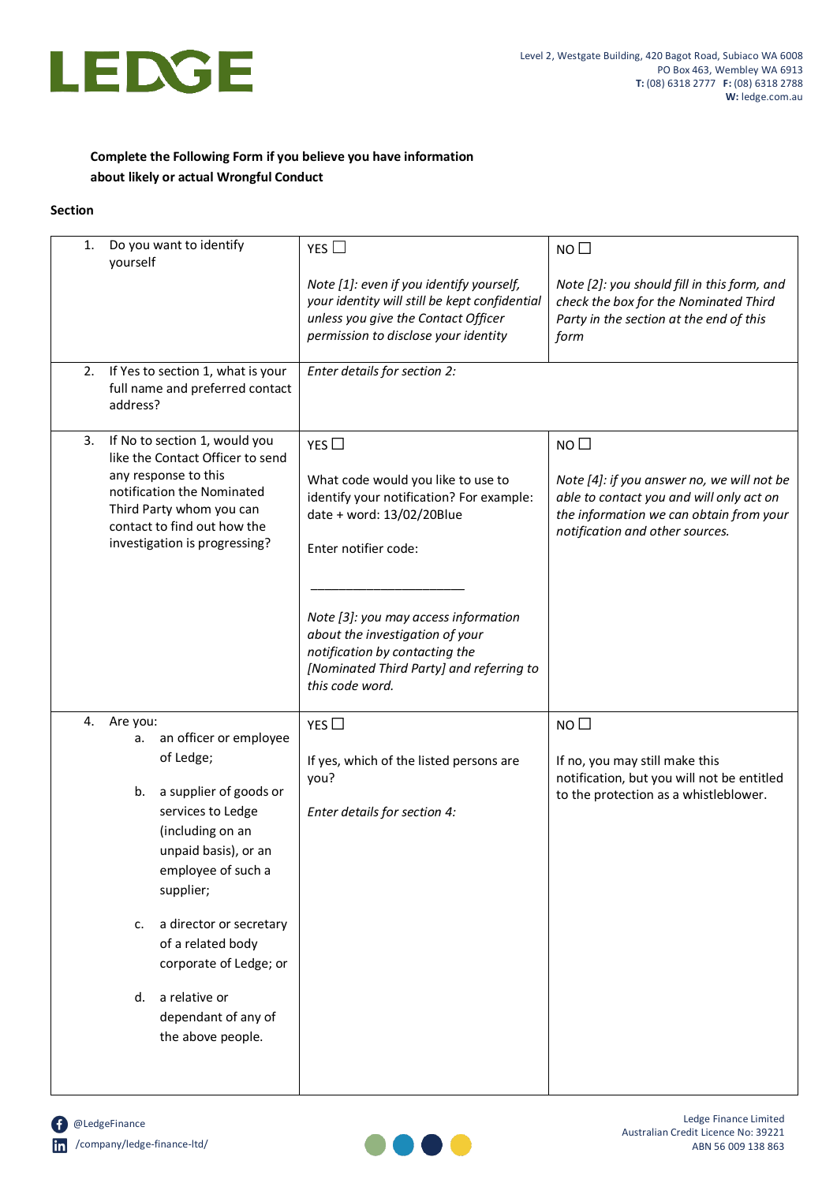**Complete the Following Form if you believe you have information about likely or actual Wrongful Conduct**

**Section**

| | | |
|---|---|---|
| 1. Do you want to identify yourself | YES ☐<br><br>*Note [1]: even if you identify yourself, your identity will still be kept confidential unless you give the Contact Officer permission to disclose your identity* | NO ☐<br><br>*Note [2]: you should fill in this form, and check the box for the Nominated Third Party in the section at the end of this form* |
| 2. If Yes to section 1, what is your full name and preferred contact address? | *Enter details for section 2:* | |
| 3. If No to section 1, would you like the Contact Officer to send any response to this notification the Nominated Third Party whom you can contact to find out how the investigation is progressing? | YES ☐<br><br>What code would you like to use to identify your notification? For example: date + word: 13/02/20Blue<br><br>Enter notifier code:<br><br>______________________<br><br>*Note [3]: you may access information about the investigation of your notification by contacting the [Nominated Third Party] and referring to this code word.* | NO ☐<br><br>*Note [4]: if you answer no, we will not be able to contact you and will only act on the information we can obtain from your notification and other sources.* |
| 4. Are you:<br>a. an officer or employee of Ledge;<br>b. a supplier of goods or services to Ledge (including on an unpaid basis), or an employee of such a supplier;<br>c. a director or secretary of a related body corporate of Ledge; or<br>d. a relative or dependant of any of the above people. | YES ☐<br><br>If yes, which of the listed persons are you?<br><br>*Enter details for section 4:* | NO ☐<br><br>If no, you may still make this notification, but you will not be entitled to the protection as a whistleblower. |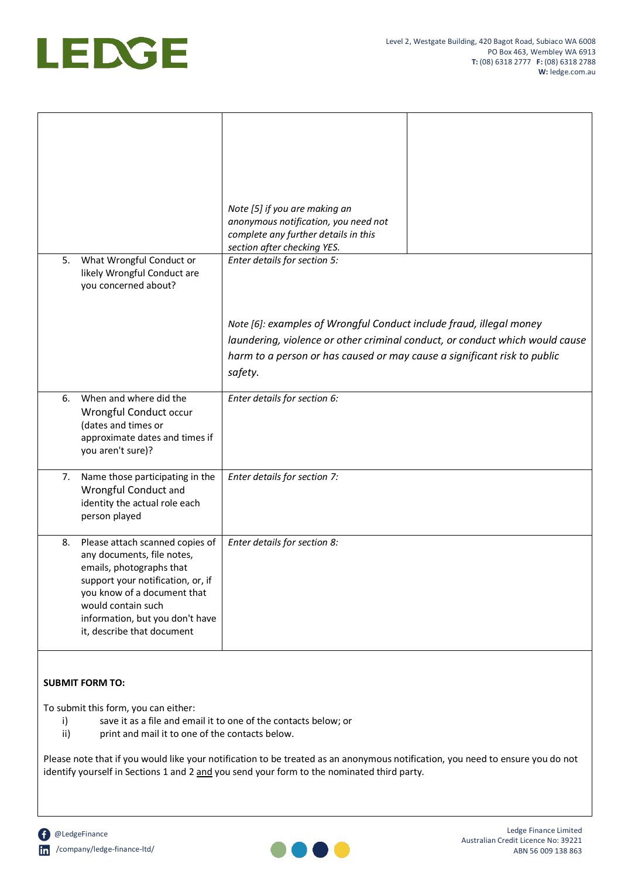| | | |
|---|---|---|
| | *Note [5] if you are making an anonymous notification, you need not complete any further details in this section after checking YES.* | |
| 5. What Wrongful Conduct or likely Wrongful Conduct are you concerned about? | *Enter details for section 5:*<br><br>*Note [6]: examples of Wrongful Conduct include fraud, illegal money laundering, violence or other criminal conduct, or conduct which would cause harm to a person or has caused or may cause a significant risk to public safety.* | |
| 6. When and where did the Wrongful Conduct occur (dates and times or approximate dates and times if you aren't sure)? | *Enter details for section 6:* | |
| 7. Name those participating in the Wrongful Conduct and identity the actual role each person played | *Enter details for section 7:* | |
| 8. Please attach scanned copies of any documents, file notes, emails, photographs that support your notification, or, if you know of a document that would contain such information, but you don't have it, describe that document | *Enter details for section 8:* | |

**SUBMIT FORM TO:**

To submit this form, you can either:

i) save it as a file and email it to one of the contacts below; or

ii) print and mail it to one of the contacts below.

Please note that if you would like your notification to be treated as an anonymous notification, you need to ensure you do not identify yourself in Sections 1 and 2 and you send your form to the nominated third party.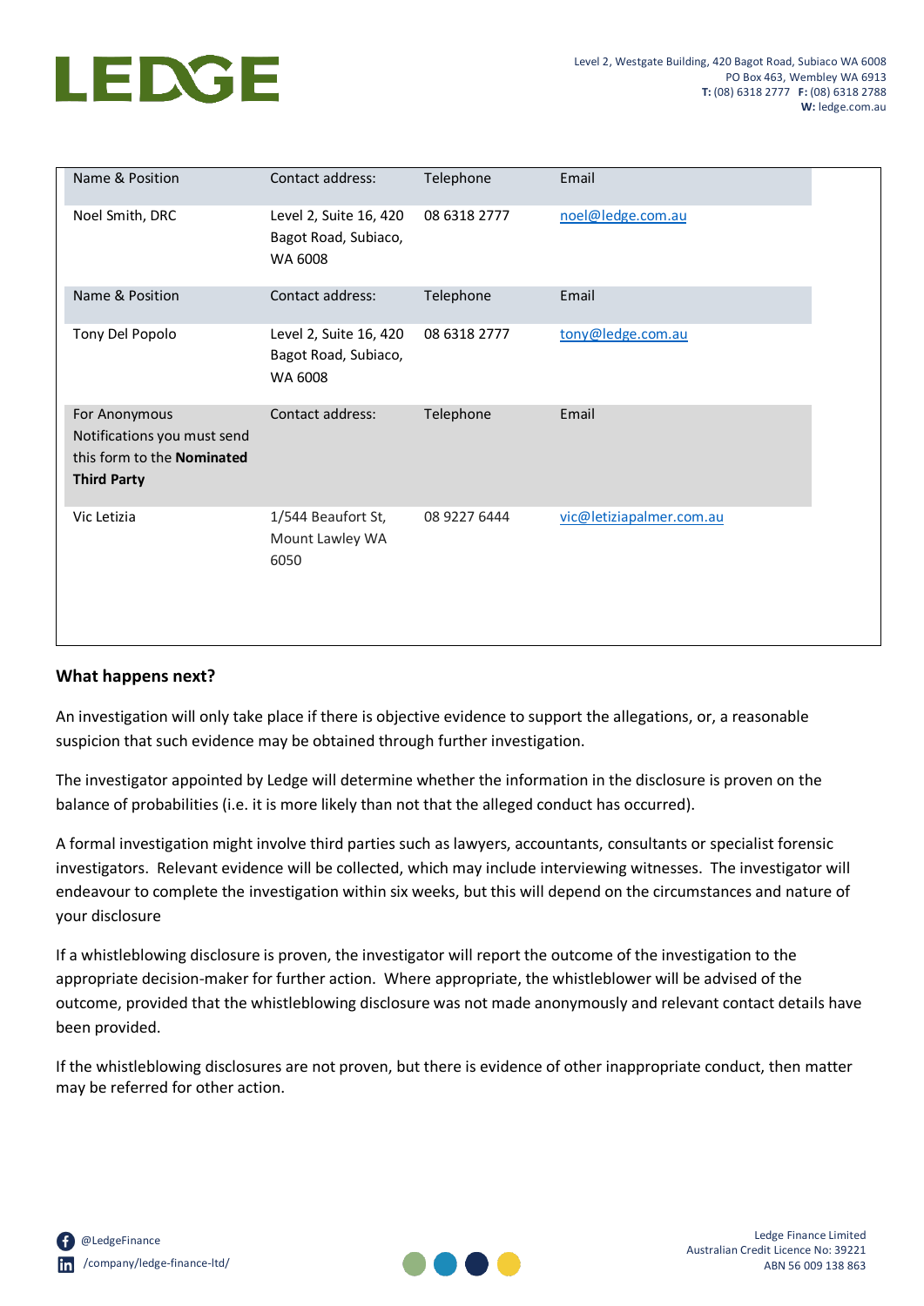| Name & Position | Contact address: | Telephone | Email |
|---|---|---|---|
| Noel Smith, DRC | Level 2, Suite 16, 420 Bagot Road, Subiaco, WA 6008 | 08 6318 2777 | noel@ledge.com.au |
| Name & Position | Contact address: | Telephone | Email |
| Tony Del Popolo | Level 2, Suite 16, 420 Bagot Road, Subiaco, WA 6008 | 08 6318 2777 | tony@ledge.com.au |
| For Anonymous Notifications you must send this form to the **Nominated Third Party** | Contact address: | Telephone | Email |
| Vic Letizia | 1/544 Beaufort St, Mount Lawley WA 6050 | 08 9227 6444 | vic@letiziapalmer.com.au |

### What happens next?

An investigation will only take place if there is objective evidence to support the allegations, or, a reasonable suspicion that such evidence may be obtained through further investigation.

The investigator appointed by Ledge will determine whether the information in the disclosure is proven on the balance of probabilities (i.e. it is more likely than not that the alleged conduct has occurred).

A formal investigation might involve third parties such as lawyers, accountants, consultants or specialist forensic investigators. Relevant evidence will be collected, which may include interviewing witnesses. The investigator will endeavour to complete the investigation within six weeks, but this will depend on the circumstances and nature of your disclosure

If a whistleblowing disclosure is proven, the investigator will report the outcome of the investigation to the appropriate decision-maker for further action. Where appropriate, the whistleblower will be advised of the outcome, provided that the whistleblowing disclosure was not made anonymously and relevant contact details have been provided.

If the whistleblowing disclosures are not proven, but there is evidence of other inappropriate conduct, then matter may be referred for other action.